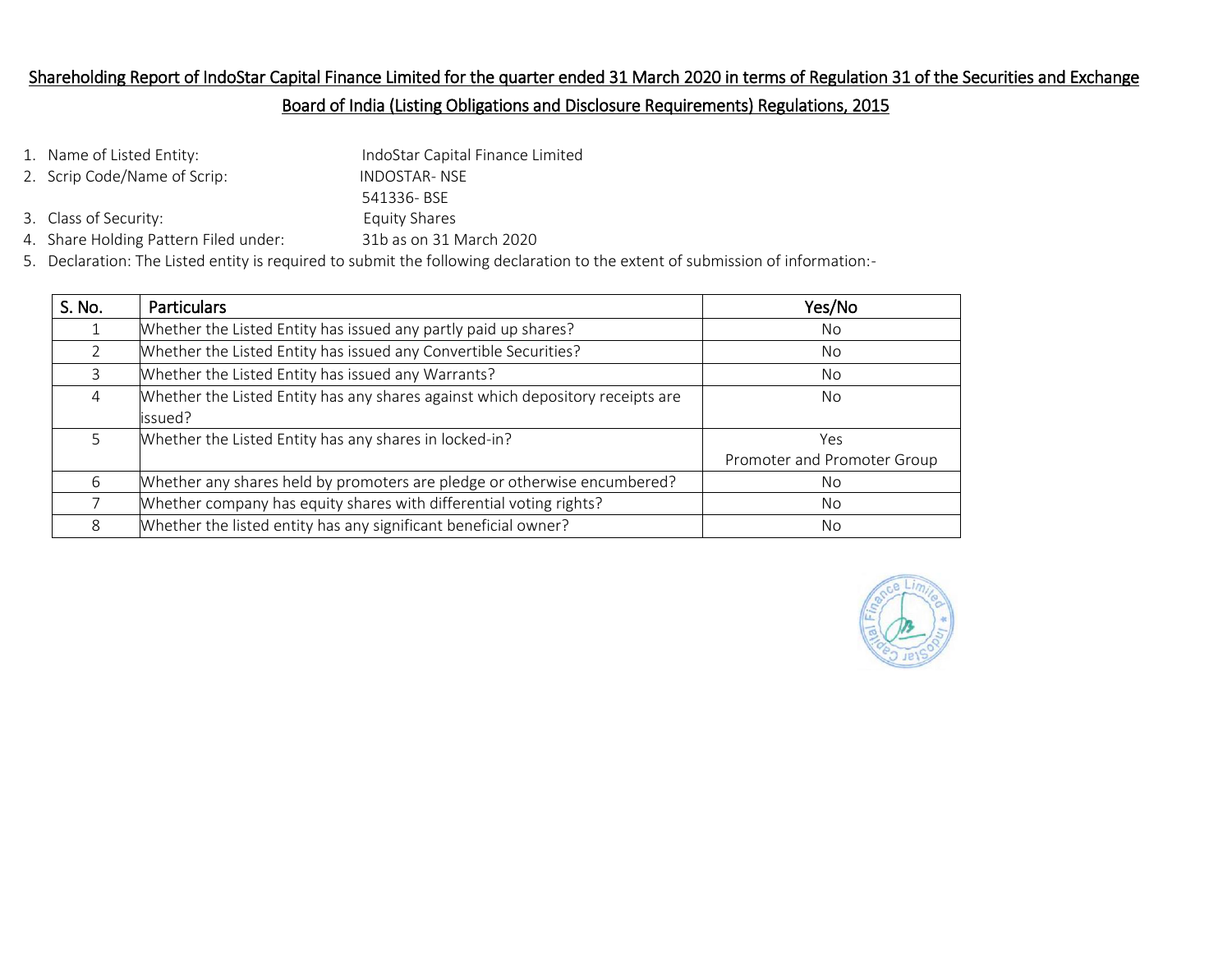# Shareholding Report of IndoStar Capital Finance Limited for the quarter ended 31 March 2020 in terms of Regulation 31 of the Securities and Exchange Board of India (Listing Obligations and Disclosure Requirements) Regulations, 2015

1. Name of Listed Entity: IndoStar Capital Finance Limited
2. Scrip Code/Name of Scrip: INDOSTAR- NSE
   541336- BSE
3. Class of Security: Equity Shares
4. Share Holding Pattern Filed under: 31b as on 31 March 2020
5. Declaration: The Listed entity is required to submit the following declaration to the extent of submission of information:-

| S. No. | Particulars | Yes/No |
|---|---|---|
| 1 | Whether the Listed Entity has issued any partly paid up shares? | No |
| 2 | Whether the Listed Entity has issued any Convertible Securities? | No |
| 3 | Whether the Listed Entity has issued any Warrants? | No |
| 4 | Whether the Listed Entity has any shares against which depository receipts are issued? | No |
| 5 | Whether the Listed Entity has any shares in locked-in? | Yes<br>Promoter and Promoter Group |
| 6 | Whether any shares held by promoters are pledge or otherwise encumbered? | No |
| 7 | Whether company has equity shares with differential voting rights? | No |
| 8 | Whether the listed entity has any significant beneficial owner? | No |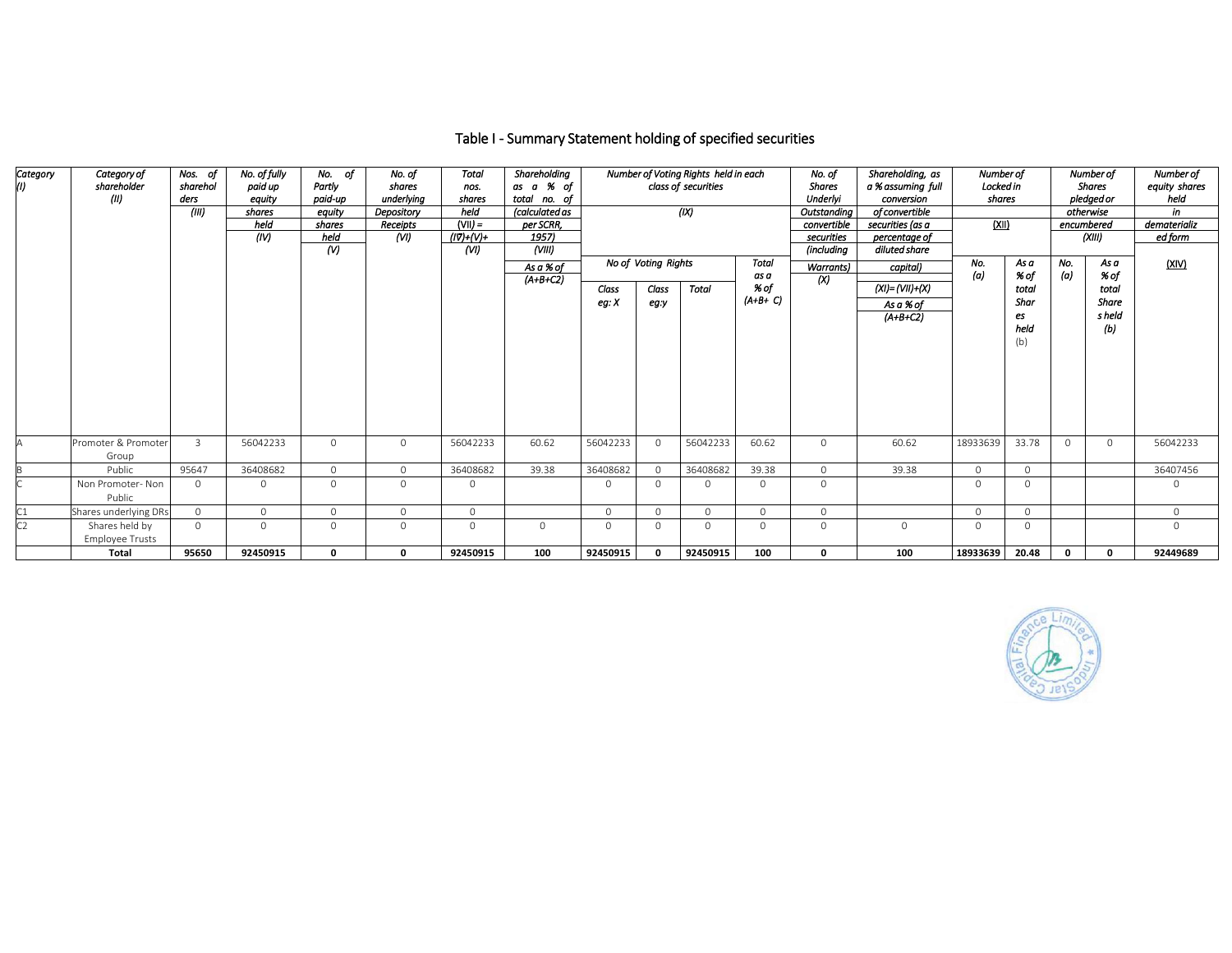# Table I - Summary Statement holding of specified securities

| Category (I) | Category of shareholder (II) | Nos. of shareholders (III) | No. of fully paid up equity shares held (IV) | No. of Partly paid-up equity shares held (V) | No. of shares underlying Depository Receipts (VI) | Total nos. shares held (VII) = (IV)+(V)+ (VI) | Shareholding as a % of total no. of (calculated as per SCRR, 1957) (VIII) As a % of (A+B+C2) | Number of Voting Rights held in each class of securities (IX) | | | | No. of Shares Underlying Outstanding convertible securities (including Warrants) (X) | Shareholding, as a % assuming full conversion of convertible securities (as a percentage of diluted share capital) (XI)= (VII)+(X) As a % of (A+B+C2) | Number of Locked in shares (XII) | | Number of Shares pledged or otherwise encumbered (XIII) | | Number of equity shares held in dematerialized form (XIV) |
|---|---|---|---|---|---|---|---|---|---|---|---|---|---|---|---|---|---|---|
| | | | | | | | | No of Voting Rights | | | Total as a % of (A+B+ C) | | | No. (a) | As a % of total Shares held (b) | No. (a) | As a % of total Shares held (b) | |
| | | | | | | | | Class eg: X | Class eg:y | Total | | | | | | | | |
| A | Promoter & Promoter Group | 3 | 56042233 | 0 | 0 | 56042233 | 60.62 | 56042233 | 0 | 56042233 | 60.62 | 0 | 60.62 | 18933639 | 33.78 | 0 | 0 | 56042233 |
| B | Public | 95647 | 36408682 | 0 | 0 | 36408682 | 39.38 | 36408682 | 0 | 36408682 | 39.38 | 0 | 39.38 | 0 | 0 | | | 36407456 |
| C | Non Promoter- Non Public | 0 | 0 | 0 | 0 | 0 | | 0 | 0 | 0 | 0 | 0 | | 0 | 0 | | | 0 |
| C1 | Shares underlying DRs | 0 | 0 | 0 | 0 | 0 | | 0 | 0 | 0 | 0 | 0 | | 0 | 0 | | | 0 |
| C2 | Shares held by Employee Trusts | 0 | 0 | 0 | 0 | 0 | 0 | 0 | 0 | 0 | 0 | 0 | 0 | 0 | 0 | | | 0 |
| | **Total** | **95650** | **92450915** | **0** | **0** | **92450915** | **100** | **92450915** | **0** | **92450915** | **100** | **0** | **100** | **18933639** | **20.48** | **0** | **0** | **92449689** |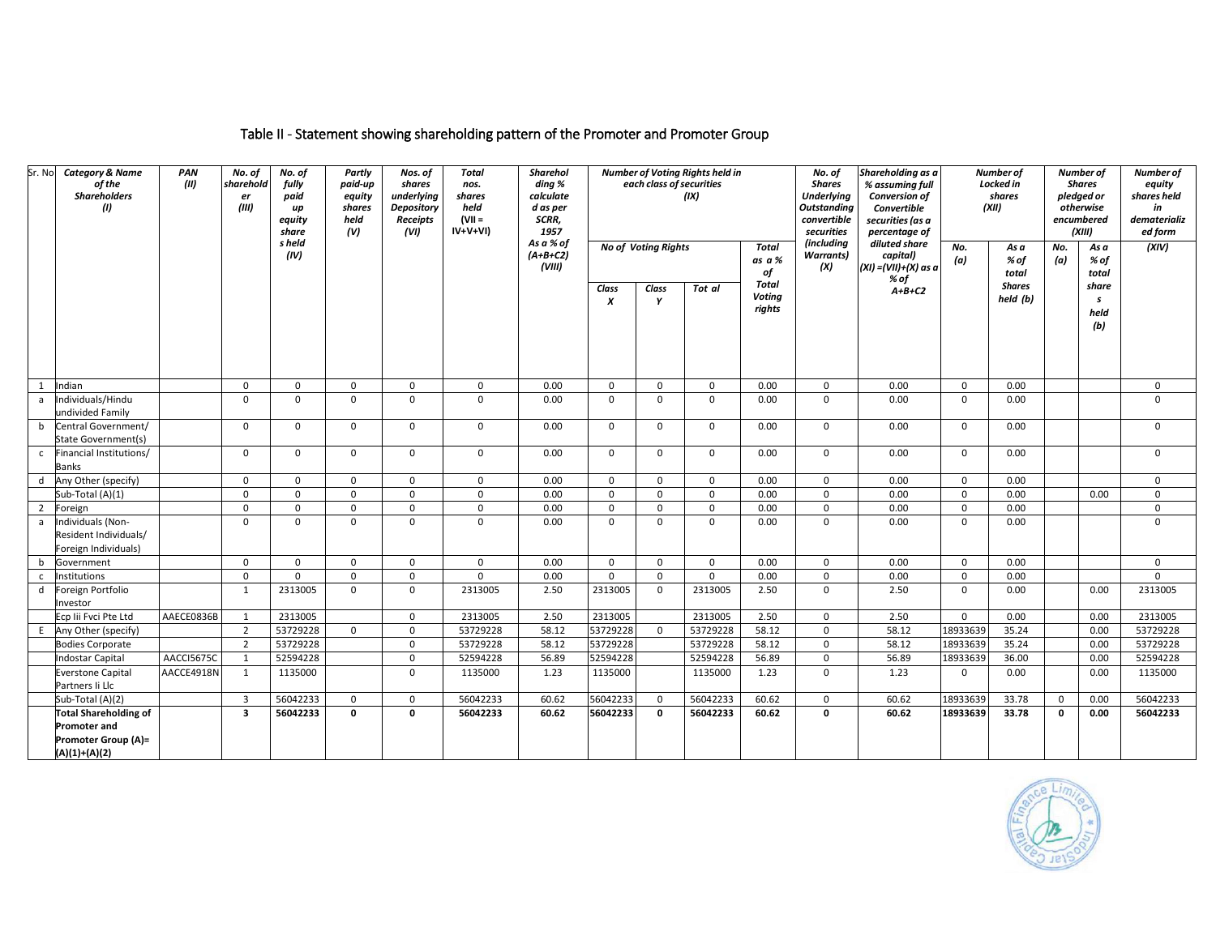## Table II - Statement showing shareholding pattern of the Promoter and Promoter Group

| Sr. No | Category & Name of the Shareholders (I) | PAN (II) | No. of shareholder (III) | No. of fully paid up equity shares held (IV) | Partly paid-up equity shares held (V) | Nos. of shares underlying Depository Receipts (VI) | Total nos. shares held (VII = IV+V+VI) | Shareholding % calculated as per SCRR, 1957 As a % of (A+B+C2) (VIII) | Number of Voting Rights held in each class of securities (IX) | | | | No. of Shares Underlying Outstanding convertible securities (including Warrants) (X) | Shareholding as a % assuming full Conversion of Convertible securities (as a percentage of diluted share capital) (XI) =(VII)+(X) as a % of A+B+C2 | Number of Locked in shares (XII) | | Number of Shares pledged or otherwise encumbered (XIII) | | Number of equity shares held in dematerialized form (XIV) |
|---|---|---|---|---|---|---|---|---|---|---|---|---|---|---|---|---|---|---|---|
| | | | | | | | | | No of Voting Rights | | | Total as a % of Total Voting rights | | | No. (a) | As a % of total Shares held (b) | No. (a) | As a % of total shares held (b) | |
| | | | | | | | | | Class X | Class Y | Total | | | | | | | | |
| 1 | Indian | | 0 | 0 | 0 | 0 | 0 | 0.00 | 0 | 0 | 0 | 0.00 | 0 | 0.00 | 0 | 0.00 | | | 0 |
| a | Individuals/Hindu undivided Family | | 0 | 0 | 0 | 0 | 0 | 0.00 | 0 | 0 | 0 | 0.00 | 0 | 0.00 | 0 | 0.00 | | | 0 |
| b | Central Government/ State Government(s) | | 0 | 0 | 0 | 0 | 0 | 0.00 | 0 | 0 | 0 | 0.00 | 0 | 0.00 | 0 | 0.00 | | | 0 |
| c | Financial Institutions/ Banks | | 0 | 0 | 0 | 0 | 0 | 0.00 | 0 | 0 | 0 | 0.00 | 0 | 0.00 | 0 | 0.00 | | | 0 |
| d | Any Other (specify) | | 0 | 0 | 0 | 0 | 0 | 0.00 | 0 | 0 | 0 | 0.00 | 0 | 0.00 | 0 | 0.00 | | | 0 |
| | Sub-Total (A)(1) | | 0 | 0 | 0 | 0 | 0 | 0.00 | 0 | 0 | 0 | 0.00 | 0 | 0.00 | 0 | 0.00 | | 0.00 | 0 |
| 2 | Foreign | | 0 | 0 | 0 | 0 | 0 | 0.00 | 0 | 0 | 0 | 0.00 | 0 | 0.00 | 0 | 0.00 | | | 0 |
| a | Individuals (Non-Resident Individuals/ Foreign Individuals) | | 0 | 0 | 0 | 0 | 0 | 0.00 | 0 | 0 | 0 | 0.00 | 0 | 0.00 | 0 | 0.00 | | | 0 |
| b | Government | | 0 | 0 | 0 | 0 | 0 | 0.00 | 0 | 0 | 0 | 0.00 | 0 | 0.00 | 0 | 0.00 | | | 0 |
| c | Institutions | | 0 | 0 | 0 | 0 | 0 | 0.00 | 0 | 0 | 0 | 0.00 | 0 | 0.00 | 0 | 0.00 | | | 0 |
| d | Foreign Portfolio Investor | | 1 | 2313005 | 0 | 0 | 2313005 | 2.50 | 2313005 | 0 | 2313005 | 2.50 | 0 | 2.50 | 0 | 0.00 | | 0.00 | 2313005 |
| | Ecp Iii Fvci Pte Ltd | AAECE0836B | 1 | 2313005 | | 0 | 2313005 | 2.50 | 2313005 | | 2313005 | 2.50 | 0 | 2.50 | 0 | 0.00 | | 0.00 | 2313005 |
| E | Any Other (specify) | | 2 | 53729228 | 0 | 0 | 53729228 | 58.12 | 53729228 | 0 | 53729228 | 58.12 | 0 | 58.12 | 18933639 | 35.24 | | 0.00 | 53729228 |
| | Bodies Corporate | | 2 | 53729228 | | 0 | 53729228 | 58.12 | 53729228 | | 53729228 | 58.12 | 0 | 58.12 | 18933639 | 35.24 | | 0.00 | 53729228 |
| | Indostar Capital | AACCI5675C | 1 | 52594228 | | 0 | 52594228 | 56.89 | 52594228 | | 52594228 | 56.89 | 0 | 56.89 | 18933639 | 36.00 | | 0.00 | 52594228 |
| | Everstone Capital Partners Ii Llc | AACCE4918N | 1 | 1135000 | | 0 | 1135000 | 1.23 | 1135000 | | 1135000 | 1.23 | 0 | 1.23 | 0 | 0.00 | | 0.00 | 1135000 |
| | Sub-Total (A)(2) | | 3 | 56042233 | 0 | 0 | 56042233 | 60.62 | 56042233 | 0 | 56042233 | 60.62 | 0 | 60.62 | 18933639 | 33.78 | 0 | 0.00 | 56042233 |
| | **Total Shareholding of Promoter and Promoter Group (A)= (A)(1)+(A)(2)** | | **3** | **56042233** | **0** | **0** | **56042233** | **60.62** | **56042233** | **0** | **56042233** | **60.62** | **0** | **60.62** | **18933639** | **33.78** | **0** | **0.00** | **56042233** |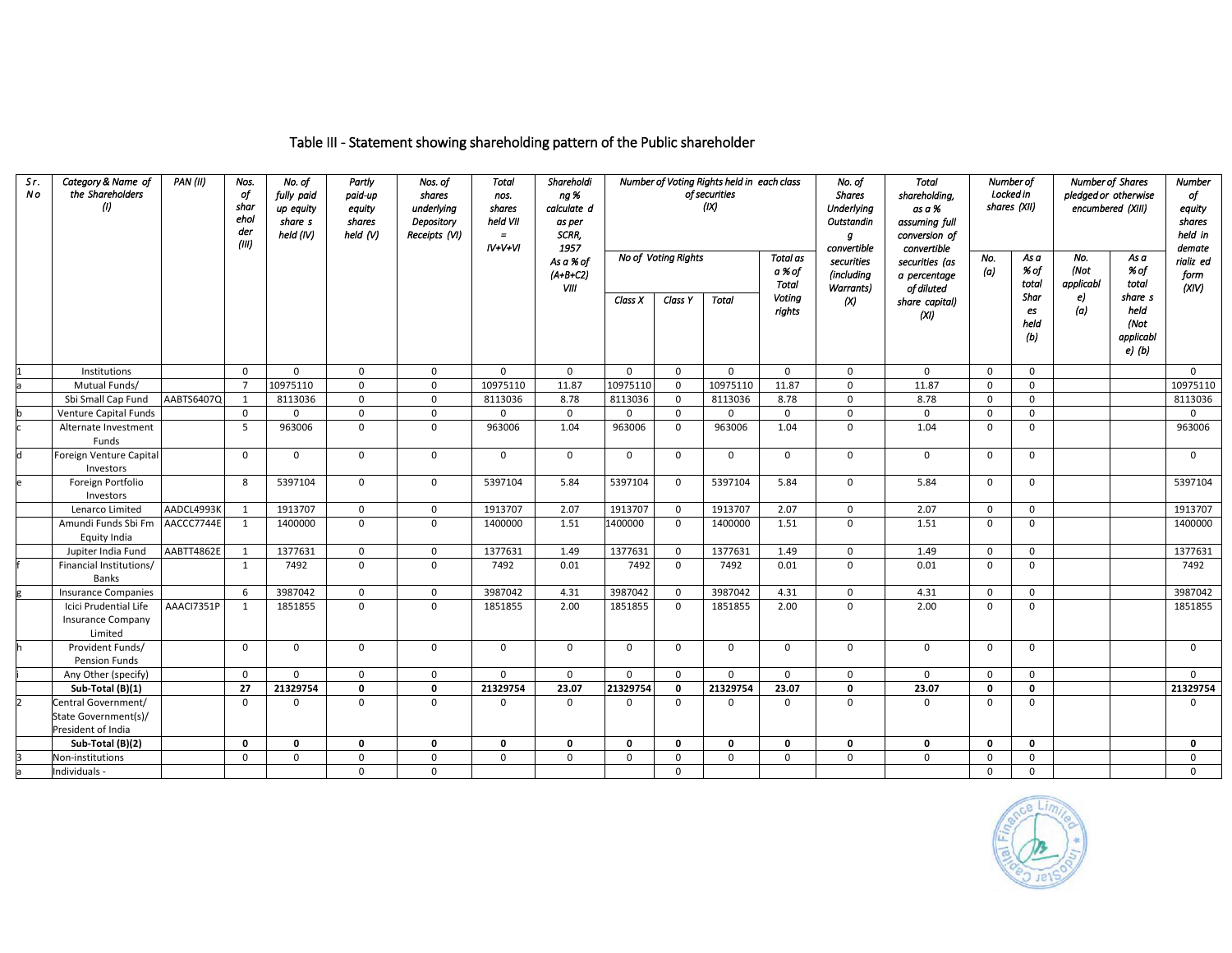## Table III - Statement showing shareholding pattern of the Public shareholder

| Sr. No | Category & Name of the Shareholders (I) | PAN (II) | Nos. of shareholder (III) | No. of fully paid up equity shares held (IV) | Partly paid-up equity shares held (V) | Nos. of shares underlying Depository Receipts (VI) | Total nos. shares held VII = IV+V+VI | Shareholding % calculated as per SCRR, 1957 As a % of (A+B+C2) VIII | Number of Voting Rights held in each class of securities (IX) | | | | No. of Shares Underlying Outstanding convertible securities (including Warrants) (X) | Total shareholding, as a % assuming full conversion of convertible securities (as a percentage of diluted share capital) (XI) | Number of Locked in shares (XII) | | Number of Shares pledged or otherwise encumbered (XIII) | | Number of equity shares held in dematerialized form (XIV) |
|---|---|---|---|---|---|---|---|---|---|---|---|---|---|---|---|---|---|---|---|
| | | | | | | | | | No of Voting Rights | | | Total as a % of Total Voting rights | | | No. (a) | As a % of total Shares held (b) | No. (Not applicable) (a) | As a % of total shares held (Not applicable) (b) | |
| | | | | | | | | | Class X | Class Y | Total | | | | | | | | |
| 1 | Institutions | | 0 | 0 | 0 | 0 | 0 | 0 | 0 | 0 | 0 | 0 | 0 | 0 | 0 | 0 | | | 0 |
| a | Mutual Funds/ | | 7 | 10975110 | 0 | 0 | 10975110 | 11.87 | 10975110 | 0 | 10975110 | 11.87 | 0 | 11.87 | 0 | 0 | | | 10975110 |
| | Sbi Small Cap Fund | AABTS6407Q | 1 | 8113036 | 0 | 0 | 8113036 | 8.78 | 8113036 | 0 | 8113036 | 8.78 | 0 | 8.78 | 0 | 0 | | | 8113036 |
| b | Venture Capital Funds | | 0 | 0 | 0 | 0 | 0 | 0 | 0 | 0 | 0 | 0 | 0 | 0 | 0 | 0 | | | 0 |
| c | Alternate Investment Funds | | 5 | 963006 | 0 | 0 | 963006 | 1.04 | 963006 | 0 | 963006 | 1.04 | 0 | 1.04 | 0 | 0 | | | 963006 |
| d | Foreign Venture Capital Investors | | 0 | 0 | 0 | 0 | 0 | 0 | 0 | 0 | 0 | 0 | 0 | 0 | 0 | 0 | | | 0 |
| e | Foreign Portfolio Investors | | 8 | 5397104 | 0 | 0 | 5397104 | 5.84 | 5397104 | 0 | 5397104 | 5.84 | 0 | 5.84 | 0 | 0 | | | 5397104 |
| | Lenarco Limited | AADCL4993K | 1 | 1913707 | 0 | 0 | 1913707 | 2.07 | 1913707 | 0 | 1913707 | 2.07 | 0 | 2.07 | 0 | 0 | | | 1913707 |
| | Amundi Funds Sbi Fm Equity India | AACCC7744E | 1 | 1400000 | 0 | 0 | 1400000 | 1.51 | 1400000 | 0 | 1400000 | 1.51 | 0 | 1.51 | 0 | 0 | | | 1400000 |
| | Jupiter India Fund | AABTT4862E | 1 | 1377631 | 0 | 0 | 1377631 | 1.49 | 1377631 | 0 | 1377631 | 1.49 | 0 | 1.49 | 0 | 0 | | | 1377631 |
| f | Financial Institutions/ Banks | | 1 | 7492 | 0 | 0 | 7492 | 0.01 | 7492 | 0 | 7492 | 0.01 | 0 | 0.01 | 0 | 0 | | | 7492 |
| g | Insurance Companies | | 6 | 3987042 | 0 | 0 | 3987042 | 4.31 | 3987042 | 0 | 3987042 | 4.31 | 0 | 4.31 | 0 | 0 | | | 3987042 |
| | Icici Prudential Life Insurance Company Limited | AAACI7351P | 1 | 1851855 | 0 | 0 | 1851855 | 2.00 | 1851855 | 0 | 1851855 | 2.00 | 0 | 2.00 | 0 | 0 | | | 1851855 |
| h | Provident Funds/ Pension Funds | | 0 | 0 | 0 | 0 | 0 | 0 | 0 | 0 | 0 | 0 | 0 | 0 | 0 | 0 | | | 0 |
| i | Any Other (specify) | | 0 | 0 | 0 | 0 | 0 | 0 | 0 | 0 | 0 | 0 | 0 | 0 | 0 | 0 | | | 0 |
| | **Sub-Total (B)(1)** | | **27** | **21329754** | **0** | **0** | **21329754** | **23.07** | **21329754** | **0** | **21329754** | **23.07** | **0** | **23.07** | **0** | **0** | | | **21329754** |
| 2 | Central Government/ State Government(s)/ President of India | | 0 | 0 | 0 | 0 | 0 | 0 | 0 | 0 | 0 | 0 | 0 | 0 | 0 | 0 | | | 0 |
| | **Sub-Total (B)(2)** | | **0** | **0** | **0** | **0** | **0** | **0** | **0** | **0** | **0** | **0** | **0** | **0** | **0** | **0** | | | **0** |
| 3 | Non-institutions | | 0 | 0 | 0 | 0 | 0 | 0 | 0 | 0 | 0 | 0 | 0 | 0 | 0 | 0 | | | 0 |
| a | Individuals - | | | | 0 | 0 | | | | 0 | | | | | 0 | 0 | | | 0 |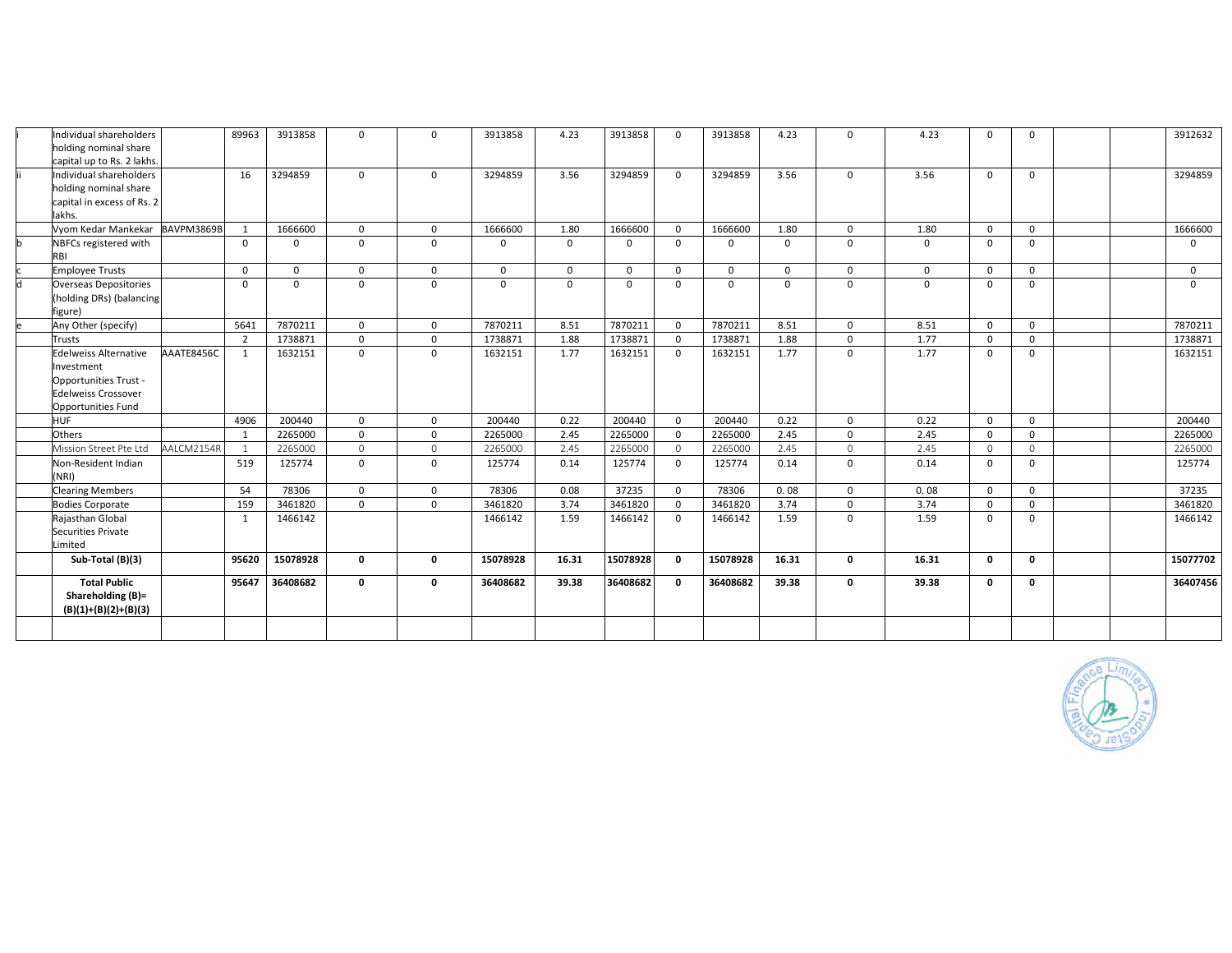| | | | | | | | | | | | | | | | | | | | |
|---|---|---|---|---|---|---|---|---|---|---|---|---|---|---|---|---|---|---|---|
| i | Individual shareholders holding nominal share capital up to Rs. 2 lakhs. | | 89963 | 3913858 | 0 | 0 | 3913858 | 4.23 | 3913858 | 0 | 3913858 | 4.23 | 0 | 4.23 | 0 | 0 | | | 3912632 |
| ii | Individual shareholders holding nominal share capital in excess of Rs. 2 lakhs. | | 16 | 3294859 | 0 | 0 | 3294859 | 3.56 | 3294859 | 0 | 3294859 | 3.56 | 0 | 3.56 | 0 | 0 | | | 3294859 |
| | Vyom Kedar Mankekar | BAVPM3869B | 1 | 1666600 | 0 | 0 | 1666600 | 1.80 | 1666600 | 0 | 1666600 | 1.80 | 0 | 1.80 | 0 | 0 | | | 1666600 |
| b | NBFCs registered with RBI | | 0 | 0 | 0 | 0 | 0 | 0 | 0 | 0 | 0 | 0 | 0 | 0 | 0 | 0 | | | 0 |
| c | Employee Trusts | | 0 | 0 | 0 | 0 | 0 | 0 | 0 | 0 | 0 | 0 | 0 | 0 | 0 | 0 | | | 0 |
| d | Overseas Depositories (holding DRs) (balancing figure) | | 0 | 0 | 0 | 0 | 0 | 0 | 0 | 0 | 0 | 0 | 0 | 0 | 0 | 0 | | | 0 |
| e | Any Other (specify) | | 5641 | 7870211 | 0 | 0 | 7870211 | 8.51 | 7870211 | 0 | 7870211 | 8.51 | 0 | 8.51 | 0 | 0 | | | 7870211 |
| | Trusts | | 2 | 1738871 | 0 | 0 | 1738871 | 1.88 | 1738871 | 0 | 1738871 | 1.88 | 0 | 1.77 | 0 | 0 | | | 1738871 |
| | Edelweiss Alternative Investment Opportunities Trust - Edelweiss Crossover Opportunities Fund | AAATE8456C | 1 | 1632151 | 0 | 0 | 1632151 | 1.77 | 1632151 | 0 | 1632151 | 1.77 | 0 | 1.77 | 0 | 0 | | | 1632151 |
| | HUF | | 4906 | 200440 | 0 | 0 | 200440 | 0.22 | 200440 | 0 | 200440 | 0.22 | 0 | 0.22 | 0 | 0 | | | 200440 |
| | Others | | 1 | 2265000 | 0 | 0 | 2265000 | 2.45 | 2265000 | 0 | 2265000 | 2.45 | 0 | 2.45 | 0 | 0 | | | 2265000 |
| | Mission Street Pte Ltd | AALCM2154R | 1 | 2265000 | 0 | 0 | 2265000 | 2.45 | 2265000 | 0 | 2265000 | 2.45 | 0 | 2.45 | 0 | 0 | | | 2265000 |
| | Non-Resident Indian (NRI) | | 519 | 125774 | 0 | 0 | 125774 | 0.14 | 125774 | 0 | 125774 | 0.14 | 0 | 0.14 | 0 | 0 | | | 125774 |
| | Clearing Members | | 54 | 78306 | 0 | 0 | 78306 | 0.08 | 37235 | 0 | 78306 | 0. 08 | 0 | 0. 08 | 0 | 0 | | | 37235 |
| | Bodies Corporate | | 159 | 3461820 | 0 | 0 | 3461820 | 3.74 | 3461820 | 0 | 3461820 | 3.74 | 0 | 3.74 | 0 | 0 | | | 3461820 |
| | Rajasthan Global Securities Private Limited | | 1 | 1466142 | | | 1466142 | 1.59 | 1466142 | 0 | 1466142 | 1.59 | 0 | 1.59 | 0 | 0 | | | 1466142 |
| | **Sub-Total (B)(3)** | | **95620** | **15078928** | **0** | **0** | **15078928** | **16.31** | **15078928** | **0** | **15078928** | **16.31** | **0** | **16.31** | **0** | **0** | | | **15077702** |
| | **Total Public Shareholding (B)= (B)(1)+(B)(2)+(B)(3)** | | **95647** | **36408682** | **0** | **0** | **36408682** | **39.38** | **36408682** | **0** | **36408682** | **39.38** | **0** | **39.38** | **0** | **0** | | | **36407456** |
| | | | | | | | | | | | | | | | | | | | |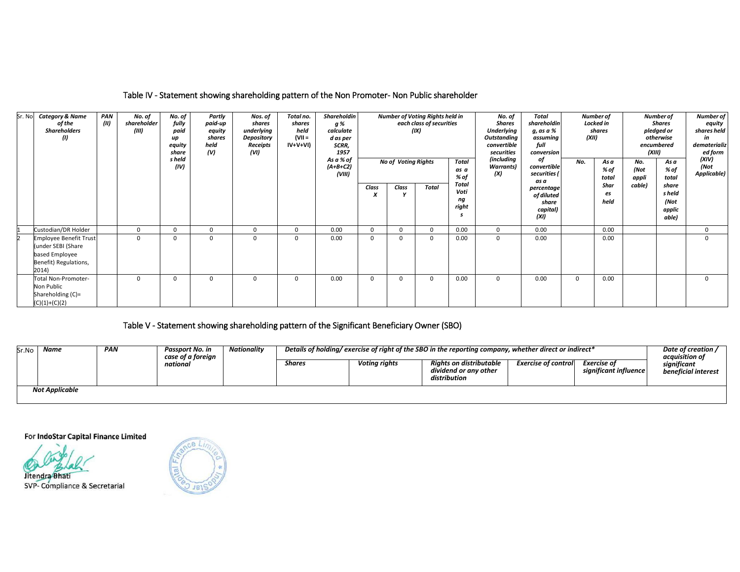## Table IV - Statement showing shareholding pattern of the Non Promoter- Non Public shareholder

| Sr. No | Category & Name of the Shareholders (I) | PAN (II) | No. of shareholder (III) | No. of fully paid up equity shares held (IV) | Partly paid-up equity shares held (V) | Nos. of shares underlying Depository Receipts (VI) | Total no. shares held (VII = IV+V+VI) | Shareholding % calculated as per SCRR, 1957 As a % of (A+B+C2) (VIII) | Number of Voting Rights held in each class of securities (IX) | | | | No. of Shares Underlying Outstanding convertible securities (including Warrants) (X) | Total shareholding, as a % assuming full conversion of convertible securities ( as a percentage of diluted share capital) (XI) | Number of Locked in shares (XII) | | Number of Shares pledged or otherwise encumbered (XIII) | | Number of equity shares held in dematerialized form (XIV) (Not Applicable) |
|---|---|---|---|---|---|---|---|---|---|---|---|---|---|---|---|---|---|---|---|
| | | | | | | | | | No of Voting Rights | | | Total as a % of Total Voting rights | | | No. | As a % of total Shares held | No. (Not applicable) | As a % of total shares held (Not applicable) | |
| | | | | | | | | | Class X | Class Y | Total | | | | | | | | |
| 1 | Custodian/DR Holder | | 0 | 0 | 0 | 0 | 0 | 0.00 | 0 | 0 | 0 | 0.00 | 0 | 0.00 | | 0.00 | | | 0 |
| 2 | Employee Benefit Trust (under SEBI (Share based Employee Benefit) Regulations, 2014) | | 0 | 0 | 0 | 0 | 0 | 0.00 | 0 | 0 | 0 | 0.00 | 0 | 0.00 | | 0.00 | | | 0 |
| | Total Non-Promoter-Non Public Shareholding (C)= (C)(1)+(C)(2) | | 0 | 0 | 0 | 0 | 0 | 0.00 | 0 | 0 | 0 | 0.00 | 0 | 0.00 | 0 | 0.00 | | | 0 |

## Table V - Statement showing shareholding pattern of the Significant Beneficiary Owner (SBO)

| Sr.No | Name | PAN | Passport No. in case of a foreign national | Nationality | Details of holding/ exercise of right of the SBO in the reporting company, whether direct or indirect* | | | | | Date of creation / acquisition of significant beneficial interest |
|---|---|---|---|---|---|---|---|---|---|---|
| | | | | | Shares | Voting rights | Rights on distributable dividend or any other distribution | Exercise of control | Exercise of significant influence | |
| | Not Applicable | | | | | | | | | |

For IndoStar Capital Finance Limited

Jitendra Bhati
SVP- Compliance & Secretarial